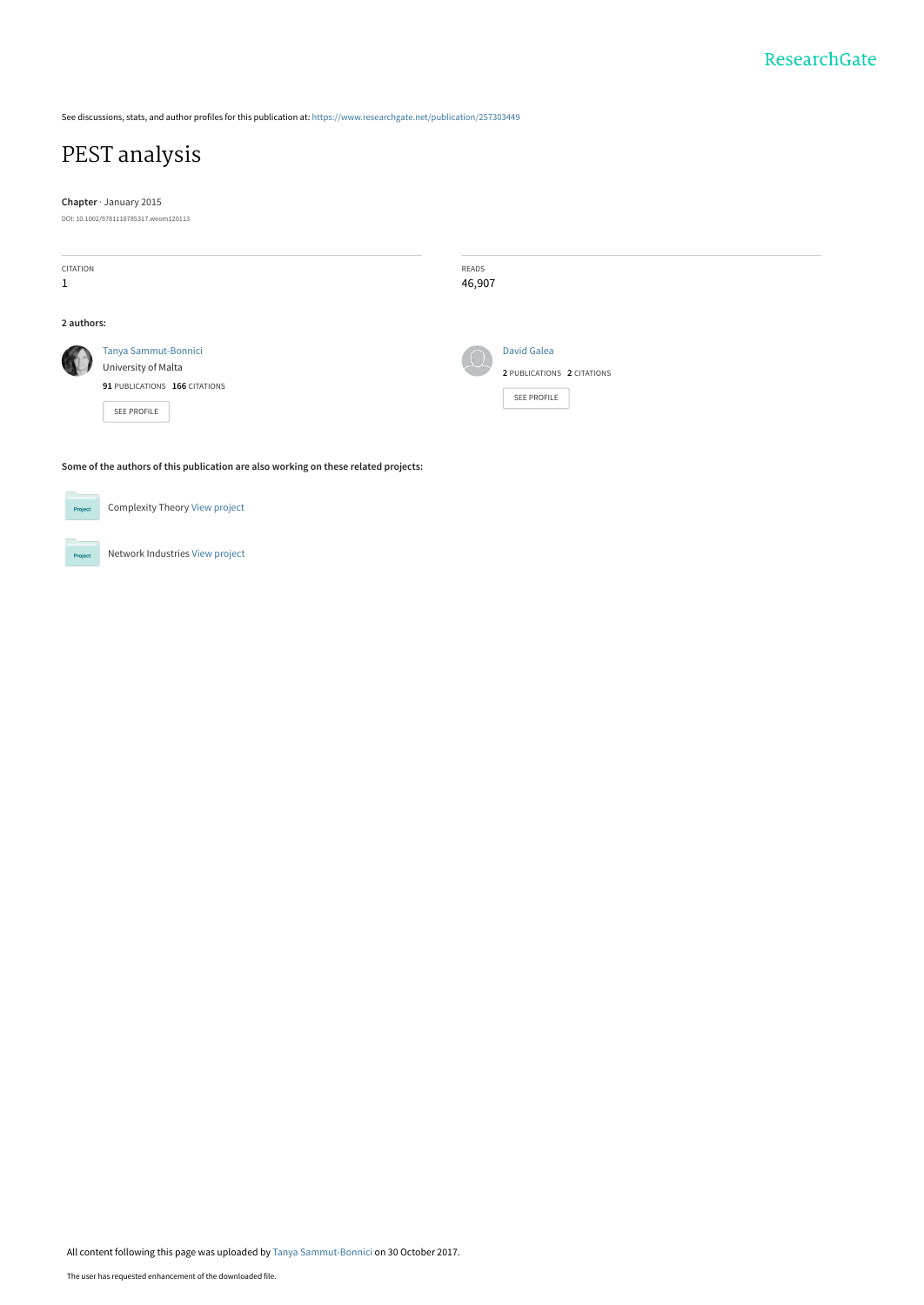See discussions, stats, and author profiles for this publication at: https://www.researchgate.net/publication/257303449

# PEST analysis

**Chapter** · January 2015

DOI: 10.1002/9781118785317.weom120113

CITATION
1

READS
46,907

**2 authors:**

Tanya Sammut-Bonnici
University of Malta
**91** PUBLICATIONS **166** CITATIONS

SEE PROFILE

David Galea
**2** PUBLICATIONS **2** CITATIONS

SEE PROFILE

**Some of the authors of this publication are also working on these related projects:**

Complexity Theory View project

Network Industries View project

All content following this page was uploaded by Tanya Sammut-Bonnici on 30 October 2017.

The user has requested enhancement of the downloaded file.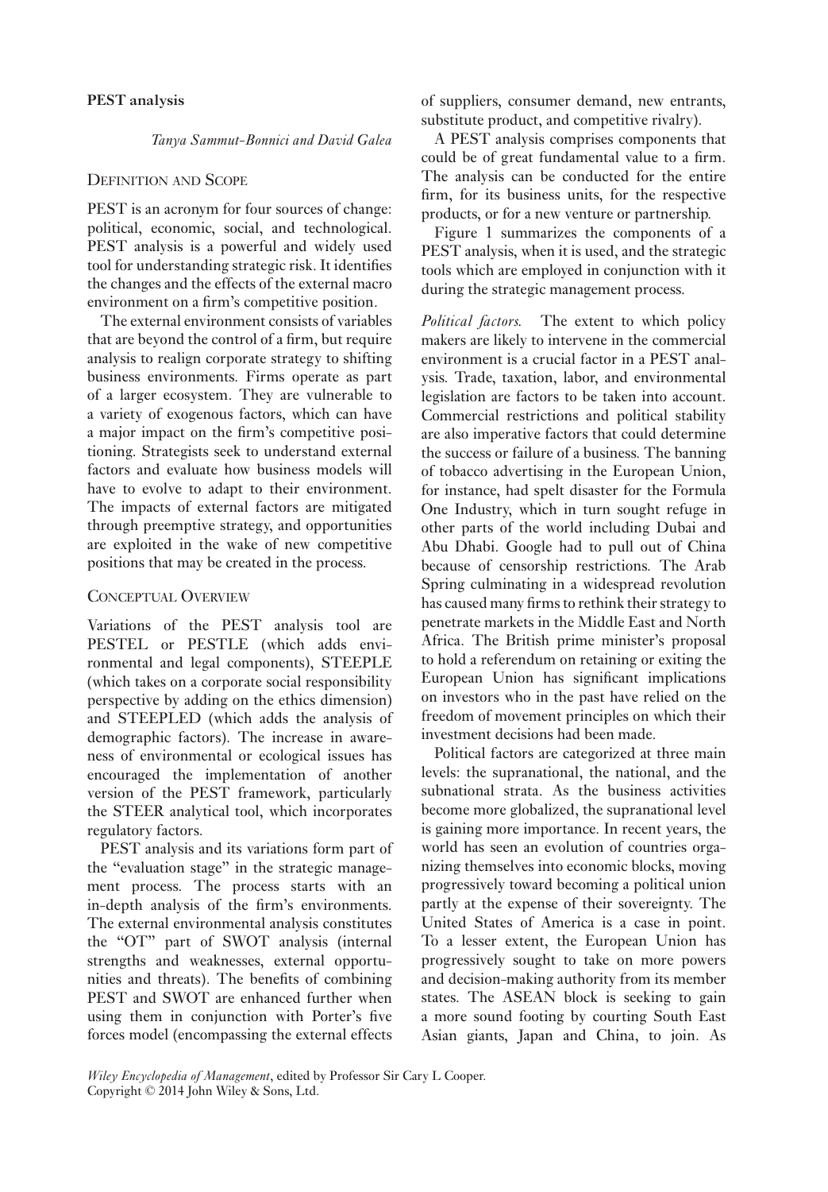## PEST analysis

*Tanya Sammut-Bonnici and David Galea*

### Definition and Scope

PEST is an acronym for four sources of change: political, economic, social, and technological. PEST analysis is a powerful and widely used tool for understanding strategic risk. It identifies the changes and the effects of the external macro environment on a firm's competitive position.

The external environment consists of variables that are beyond the control of a firm, but require analysis to realign corporate strategy to shifting business environments. Firms operate as part of a larger ecosystem. They are vulnerable to a variety of exogenous factors, which can have a major impact on the firm's competitive positioning. Strategists seek to understand external factors and evaluate how business models will have to evolve to adapt to their environment. The impacts of external factors are mitigated through preemptive strategy, and opportunities are exploited in the wake of new competitive positions that may be created in the process.

### Conceptual Overview

Variations of the PEST analysis tool are PESTEL or PESTLE (which adds environmental and legal components), STEEPLE (which takes on a corporate social responsibility perspective by adding on the ethics dimension) and STEEPLED (which adds the analysis of demographic factors). The increase in awareness of environmental or ecological issues has encouraged the implementation of another version of the PEST framework, particularly the STEER analytical tool, which incorporates regulatory factors.

PEST analysis and its variations form part of the "evaluation stage" in the strategic management process. The process starts with an in-depth analysis of the firm's environments. The external environmental analysis constitutes the "OT" part of SWOT analysis (internal strengths and weaknesses, external opportunities and threats). The benefits of combining PEST and SWOT are enhanced further when using them in conjunction with Porter's five forces model (encompassing the external effects of suppliers, consumer demand, new entrants, substitute product, and competitive rivalry).

A PEST analysis comprises components that could be of great fundamental value to a firm. The analysis can be conducted for the entire firm, for its business units, for the respective products, or for a new venture or partnership.

Figure 1 summarizes the components of a PEST analysis, when it is used, and the strategic tools which are employed in conjunction with it during the strategic management process.

*Political factors.* The extent to which policy makers are likely to intervene in the commercial environment is a crucial factor in a PEST analysis. Trade, taxation, labor, and environmental legislation are factors to be taken into account. Commercial restrictions and political stability are also imperative factors that could determine the success or failure of a business. The banning of tobacco advertising in the European Union, for instance, had spelt disaster for the Formula One Industry, which in turn sought refuge in other parts of the world including Dubai and Abu Dhabi. Google had to pull out of China because of censorship restrictions. The Arab Spring culminating in a widespread revolution has caused many firms to rethink their strategy to penetrate markets in the Middle East and North Africa. The British prime minister's proposal to hold a referendum on retaining or exiting the European Union has significant implications on investors who in the past have relied on the freedom of movement principles on which their investment decisions had been made.

Political factors are categorized at three main levels: the supranational, the national, and the subnational strata. As the business activities become more globalized, the supranational level is gaining more importance. In recent years, the world has seen an evolution of countries organizing themselves into economic blocks, moving progressively toward becoming a political union partly at the expense of their sovereignty. The United States of America is a case in point. To a lesser extent, the European Union has progressively sought to take on more powers and decision-making authority from its member states. The ASEAN block is seeking to gain a more sound footing by courting South East Asian giants, Japan and China, to join. As

*Wiley Encyclopedia of Management*, edited by Professor Sir Cary L Cooper.
Copyright © 2014 John Wiley & Sons, Ltd.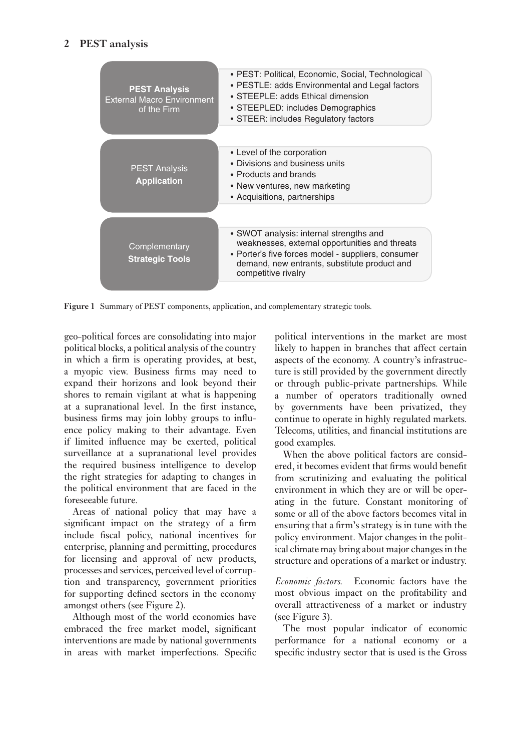**PEST Analysis**
External Macro Environment of the Firm

- PEST: Political, Economic, Social, Technological
- PESTLE: adds Environmental and Legal factors
- STEEPLE: adds Ethical dimension
- STEEPLED: includes Demographics
- STEER: includes Regulatory factors

PEST Analysis
**Application**

- Level of the corporation
- Divisions and business units
- Products and brands
- New ventures, new marketing
- Acquisitions, partnerships

Complementary
**Strategic Tools**

- SWOT analysis: internal strengths and weaknesses, external opportunities and threats
- Porter's five forces model - suppliers, consumer demand, new entrants, substitute product and competitive rivalry

**Figure 1** Summary of PEST components, application, and complementary strategic tools.

geo-political forces are consolidating into major political blocks, a political analysis of the country in which a firm is operating provides, at best, a myopic view. Business firms may need to expand their horizons and look beyond their shores to remain vigilant at what is happening at a supranational level. In the first instance, business firms may join lobby groups to influence policy making to their advantage. Even if limited influence may be exerted, political surveillance at a supranational level provides the required business intelligence to develop the right strategies for adapting to changes in the political environment that are faced in the foreseeable future.

Areas of national policy that may have a significant impact on the strategy of a firm include fiscal policy, national incentives for enterprise, planning and permitting, procedures for licensing and approval of new products, processes and services, perceived level of corruption and transparency, government priorities for supporting defined sectors in the economy amongst others (see Figure 2).

Although most of the world economies have embraced the free market model, significant interventions are made by national governments in areas with market imperfections. Specific political interventions in the market are most likely to happen in branches that affect certain aspects of the economy. A country's infrastructure is still provided by the government directly or through public-private partnerships. While a number of operators traditionally owned by governments have been privatized, they continue to operate in highly regulated markets. Telecoms, utilities, and financial institutions are good examples.

When the above political factors are considered, it becomes evident that firms would benefit from scrutinizing and evaluating the political environment in which they are or will be operating in the future. Constant monitoring of some or all of the above factors becomes vital in ensuring that a firm's strategy is in tune with the policy environment. Major changes in the political climate may bring about major changes in the structure and operations of a market or industry.

*Economic factors.* Economic factors have the most obvious impact on the profitability and overall attractiveness of a market or industry (see Figure 3).

The most popular indicator of economic performance for a national economy or a specific industry sector that is used is the Gross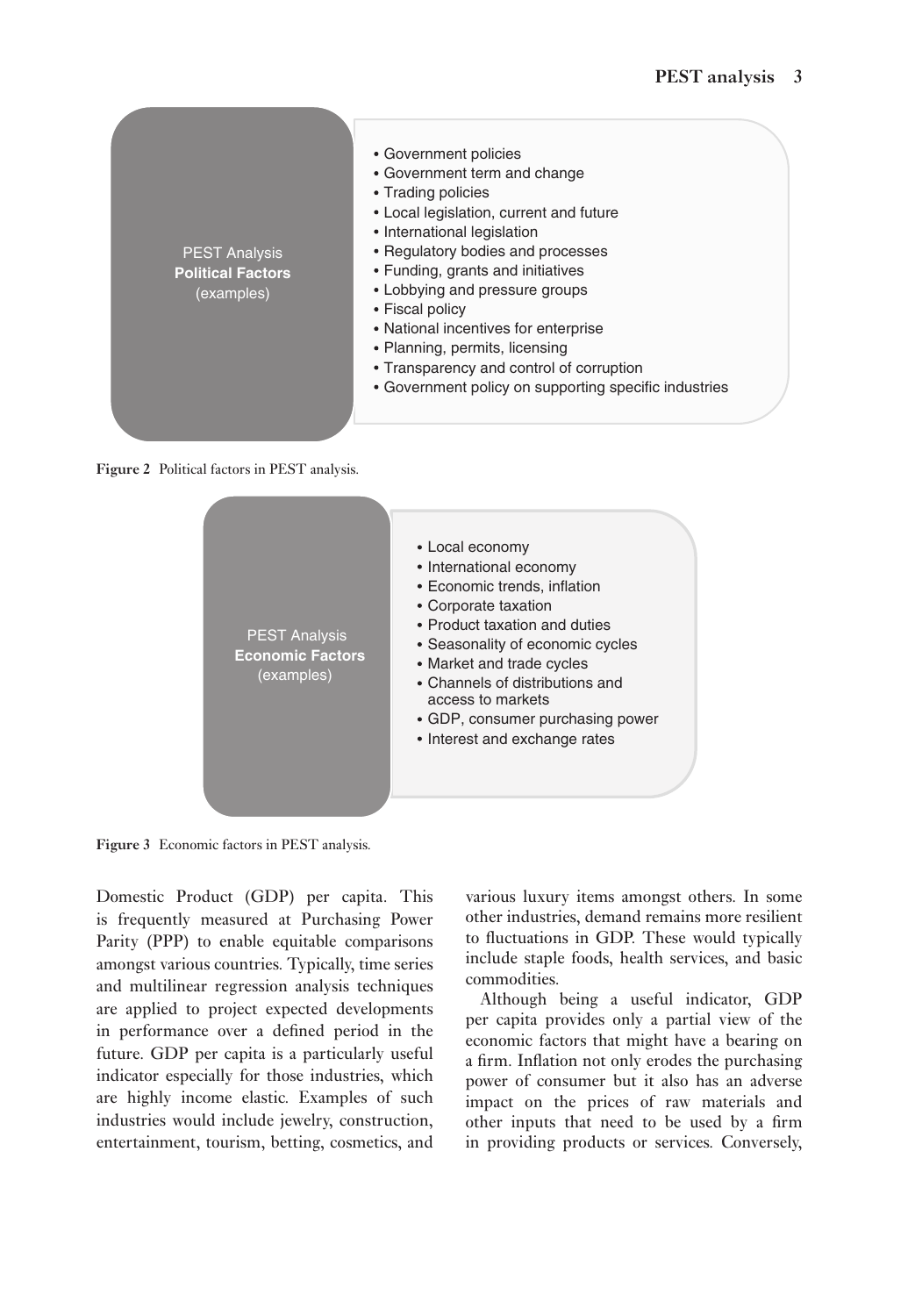PEST Analysis
**Political Factors**
(examples)

- Government policies
- Government term and change
- Trading policies
- Local legislation, current and future
- International legislation
- Regulatory bodies and processes
- Funding, grants and initiatives
- Lobbying and pressure groups
- Fiscal policy
- National incentives for enterprise
- Planning, permits, licensing
- Transparency and control of corruption
- Government policy on supporting specific industries

**Figure 2** Political factors in PEST analysis.

PEST Analysis
**Economic Factors**
(examples)

- Local economy
- International economy
- Economic trends, inflation
- Corporate taxation
- Product taxation and duties
- Seasonality of economic cycles
- Market and trade cycles
- Channels of distributions and access to markets
- GDP, consumer purchasing power
- Interest and exchange rates

**Figure 3** Economic factors in PEST analysis.

Domestic Product (GDP) per capita. This is frequently measured at Purchasing Power Parity (PPP) to enable equitable comparisons amongst various countries. Typically, time series and multilinear regression analysis techniques are applied to project expected developments in performance over a defined period in the future. GDP per capita is a particularly useful indicator especially for those industries, which are highly income elastic. Examples of such industries would include jewelry, construction, entertainment, tourism, betting, cosmetics, and various luxury items amongst others. In some other industries, demand remains more resilient to fluctuations in GDP. These would typically include staple foods, health services, and basic commodities.

Although being a useful indicator, GDP per capita provides only a partial view of the economic factors that might have a bearing on a firm. Inflation not only erodes the purchasing power of consumer but it also has an adverse impact on the prices of raw materials and other inputs that need to be used by a firm in providing products or services. Conversely,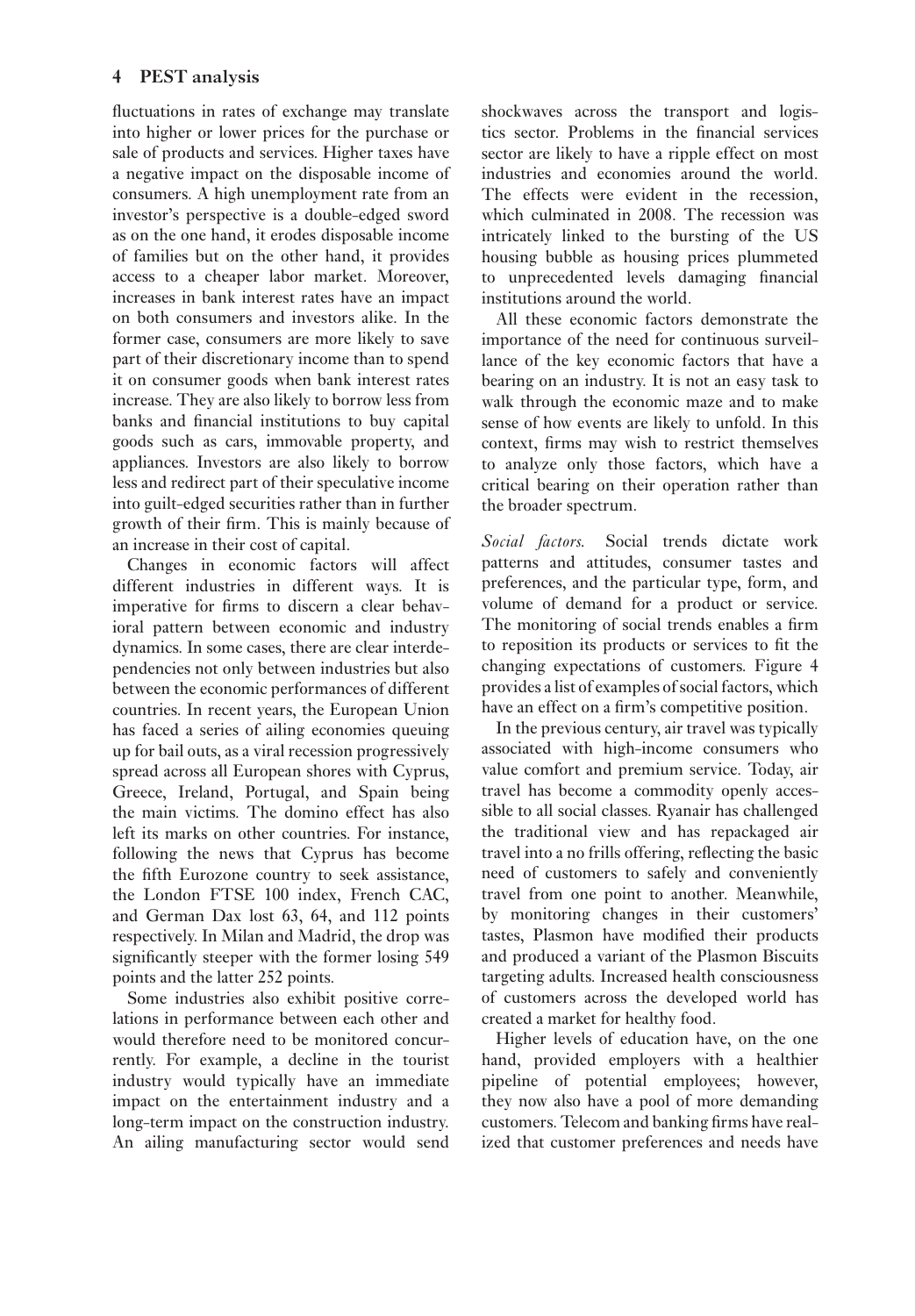fluctuations in rates of exchange may translate into higher or lower prices for the purchase or sale of products and services. Higher taxes have a negative impact on the disposable income of consumers. A high unemployment rate from an investor's perspective is a double-edged sword as on the one hand, it erodes disposable income of families but on the other hand, it provides access to a cheaper labor market. Moreover, increases in bank interest rates have an impact on both consumers and investors alike. In the former case, consumers are more likely to save part of their discretionary income than to spend it on consumer goods when bank interest rates increase. They are also likely to borrow less from banks and financial institutions to buy capital goods such as cars, immovable property, and appliances. Investors are also likely to borrow less and redirect part of their speculative income into guilt-edged securities rather than in further growth of their firm. This is mainly because of an increase in their cost of capital.

Changes in economic factors will affect different industries in different ways. It is imperative for firms to discern a clear behavioral pattern between economic and industry dynamics. In some cases, there are clear interdependencies not only between industries but also between the economic performances of different countries. In recent years, the European Union has faced a series of ailing economies queuing up for bail outs, as a viral recession progressively spread across all European shores with Cyprus, Greece, Ireland, Portugal, and Spain being the main victims. The domino effect has also left its marks on other countries. For instance, following the news that Cyprus has become the fifth Eurozone country to seek assistance, the London FTSE 100 index, French CAC, and German Dax lost 63, 64, and 112 points respectively. In Milan and Madrid, the drop was significantly steeper with the former losing 549 points and the latter 252 points.

Some industries also exhibit positive correlations in performance between each other and would therefore need to be monitored concurrently. For example, a decline in the tourist industry would typically have an immediate impact on the entertainment industry and a long-term impact on the construction industry. An ailing manufacturing sector would send shockwaves across the transport and logistics sector. Problems in the financial services sector are likely to have a ripple effect on most industries and economies around the world. The effects were evident in the recession, which culminated in 2008. The recession was intricately linked to the bursting of the US housing bubble as housing prices plummeted to unprecedented levels damaging financial institutions around the world.

All these economic factors demonstrate the importance of the need for continuous surveillance of the key economic factors that have a bearing on an industry. It is not an easy task to walk through the economic maze and to make sense of how events are likely to unfold. In this context, firms may wish to restrict themselves to analyze only those factors, which have a critical bearing on their operation rather than the broader spectrum.

*Social factors.* Social trends dictate work patterns and attitudes, consumer tastes and preferences, and the particular type, form, and volume of demand for a product or service. The monitoring of social trends enables a firm to reposition its products or services to fit the changing expectations of customers. Figure 4 provides a list of examples of social factors, which have an effect on a firm's competitive position.

In the previous century, air travel was typically associated with high-income consumers who value comfort and premium service. Today, air travel has become a commodity openly accessible to all social classes. Ryanair has challenged the traditional view and has repackaged air travel into a no frills offering, reflecting the basic need of customers to safely and conveniently travel from one point to another. Meanwhile, by monitoring changes in their customers' tastes, Plasmon have modified their products and produced a variant of the Plasmon Biscuits targeting adults. Increased health consciousness of customers across the developed world has created a market for healthy food.

Higher levels of education have, on the one hand, provided employers with a healthier pipeline of potential employees; however, they now also have a pool of more demanding customers. Telecom and banking firms have realized that customer preferences and needs have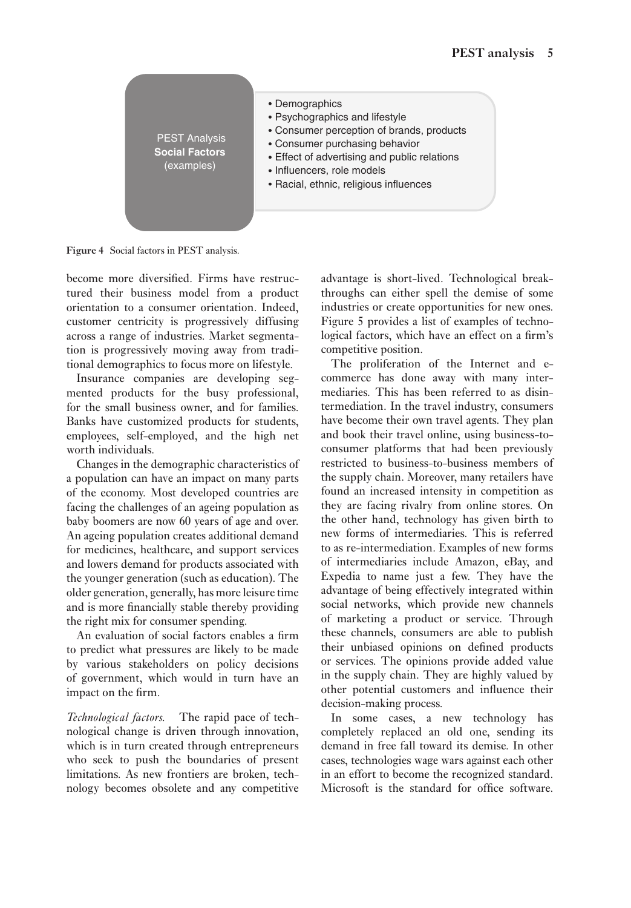PEST Analysis
**Social Factors**
(examples)

- Demographics
- Psychographics and lifestyle
- Consumer perception of brands, products
- Consumer purchasing behavior
- Effect of advertising and public relations
- Influencers, role models
- Racial, ethnic, religious influences

**Figure 4** Social factors in PEST analysis.

become more diversified. Firms have restructured their business model from a product orientation to a consumer orientation. Indeed, customer centricity is progressively diffusing across a range of industries. Market segmentation is progressively moving away from traditional demographics to focus more on lifestyle.

Insurance companies are developing segmented products for the busy professional, for the small business owner, and for families. Banks have customized products for students, employees, self-employed, and the high net worth individuals.

Changes in the demographic characteristics of a population can have an impact on many parts of the economy. Most developed countries are facing the challenges of an ageing population as baby boomers are now 60 years of age and over. An ageing population creates additional demand for medicines, healthcare, and support services and lowers demand for products associated with the younger generation (such as education). The older generation, generally, has more leisure time and is more financially stable thereby providing the right mix for consumer spending.

An evaluation of social factors enables a firm to predict what pressures are likely to be made by various stakeholders on policy decisions of government, which would in turn have an impact on the firm.

*Technological factors.* The rapid pace of technological change is driven through innovation, which is in turn created through entrepreneurs who seek to push the boundaries of present limitations. As new frontiers are broken, technology becomes obsolete and any competitive advantage is short-lived. Technological breakthroughs can either spell the demise of some industries or create opportunities for new ones. Figure 5 provides a list of examples of technological factors, which have an effect on a firm's competitive position.

The proliferation of the Internet and e-commerce has done away with many intermediaries. This has been referred to as disintermediation. In the travel industry, consumers have become their own travel agents. They plan and book their travel online, using business-to-consumer platforms that had been previously restricted to business-to-business members of the supply chain. Moreover, many retailers have found an increased intensity in competition as they are facing rivalry from online stores. On the other hand, technology has given birth to new forms of intermediaries. This is referred to as re-intermediation. Examples of new forms of intermediaries include Amazon, eBay, and Expedia to name just a few. They have the advantage of being effectively integrated within social networks, which provide new channels of marketing a product or service. Through these channels, consumers are able to publish their unbiased opinions on defined products or services. The opinions provide added value in the supply chain. They are highly valued by other potential customers and influence their decision-making process.

In some cases, a new technology has completely replaced an old one, sending its demand in free fall toward its demise. In other cases, technologies wage wars against each other in an effort to become the recognized standard. Microsoft is the standard for office software.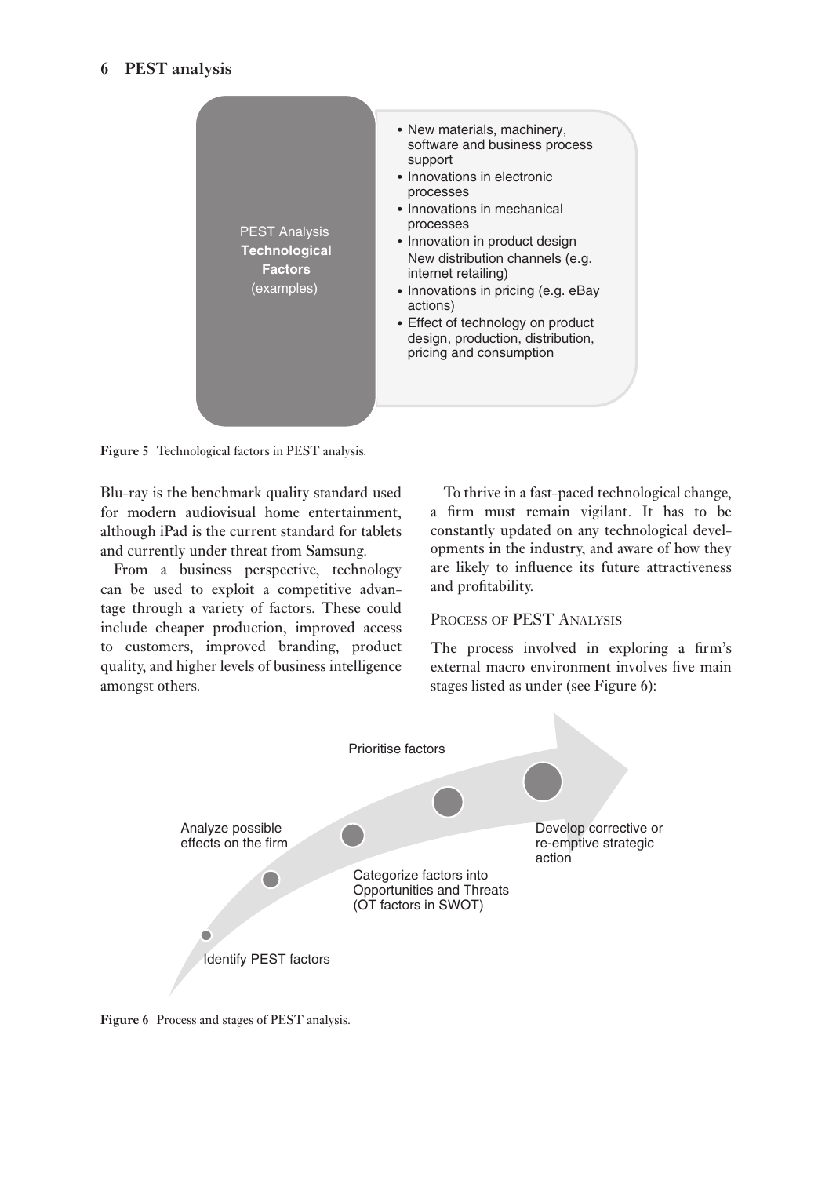PEST Analysis **Technological Factors** (examples)

- New materials, machinery, software and business process support
- Innovations in electronic processes
- Innovations in mechanical processes
- Innovation in product design New distribution channels (e.g. internet retailing)
- Innovations in pricing (e.g. eBay actions)
- Effect of technology on product design, production, distribution, pricing and consumption

**Figure 5** Technological factors in PEST analysis.

Blu-ray is the benchmark quality standard used for modern audiovisual home entertainment, although iPad is the current standard for tablets and currently under threat from Samsung.

From a business perspective, technology can be used to exploit a competitive advantage through a variety of factors. These could include cheaper production, improved access to customers, improved branding, product quality, and higher levels of business intelligence amongst others.

To thrive in a fast-paced technological change, a firm must remain vigilant. It has to be constantly updated on any technological developments in the industry, and aware of how they are likely to influence its future attractiveness and profitability.

## Process of PEST Analysis

The process involved in exploring a firm's external macro environment involves five main stages listed as under (see Figure 6):

Identify PEST factors

Analyze possible effects on the firm

Categorize factors into Opportunities and Threats (OT factors in SWOT)

Prioritise factors

Develop corrective or re-emptive strategic action

**Figure 6** Process and stages of PEST analysis.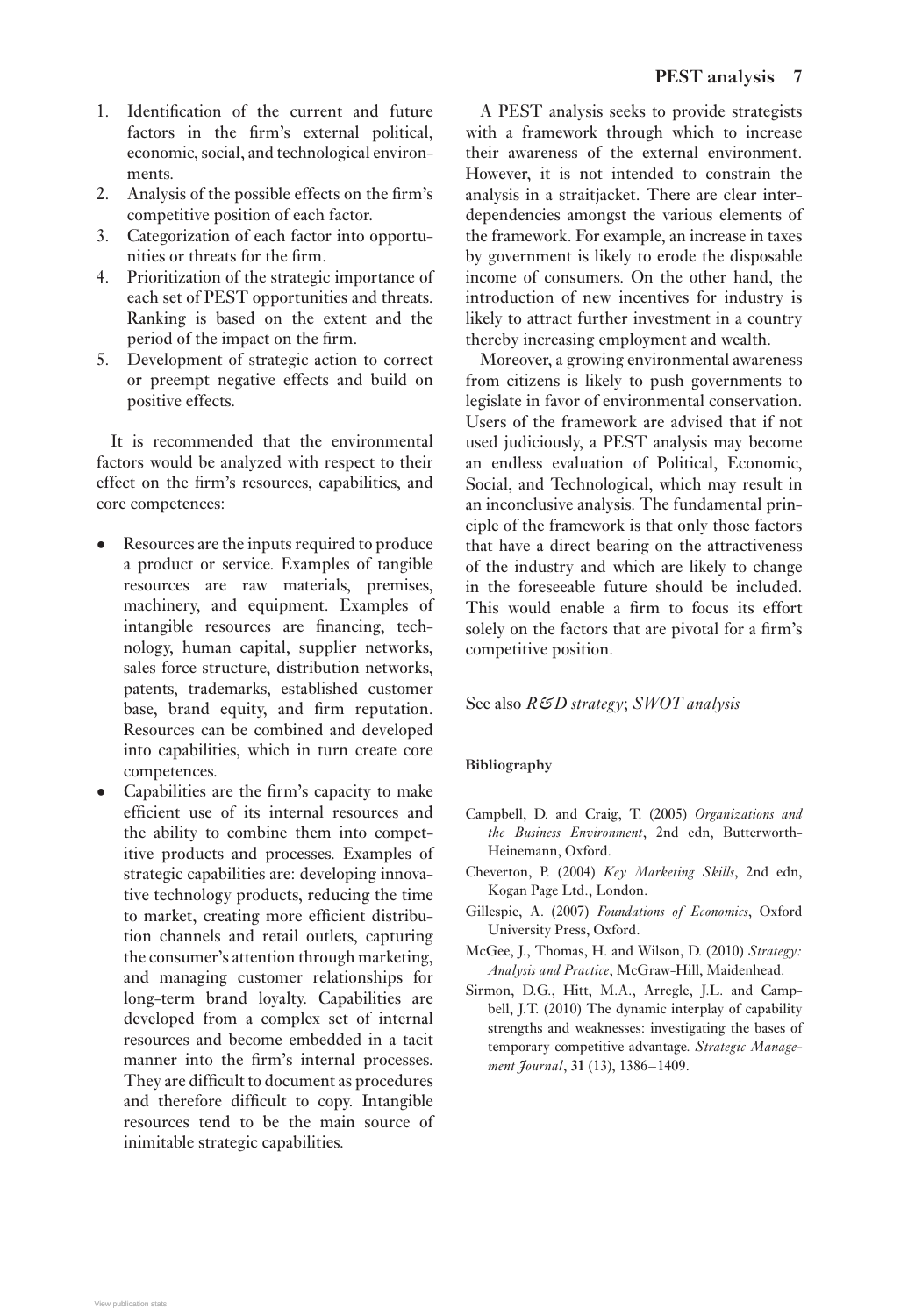1. Identification of the current and future factors in the firm's external political, economic, social, and technological environments.
2. Analysis of the possible effects on the firm's competitive position of each factor.
3. Categorization of each factor into opportunities or threats for the firm.
4. Prioritization of the strategic importance of each set of PEST opportunities and threats. Ranking is based on the extent and the period of the impact on the firm.
5. Development of strategic action to correct or preempt negative effects and build on positive effects.

It is recommended that the environmental factors would be analyzed with respect to their effect on the firm's resources, capabilities, and core competences:

- Resources are the inputs required to produce a product or service. Examples of tangible resources are raw materials, premises, machinery, and equipment. Examples of intangible resources are financing, technology, human capital, supplier networks, sales force structure, distribution networks, patents, trademarks, established customer base, brand equity, and firm reputation. Resources can be combined and developed into capabilities, which in turn create core competences.
- Capabilities are the firm's capacity to make efficient use of its internal resources and the ability to combine them into competitive products and processes. Examples of strategic capabilities are: developing innovative technology products, reducing the time to market, creating more efficient distribution channels and retail outlets, capturing the consumer's attention through marketing, and managing customer relationships for long-term brand loyalty. Capabilities are developed from a complex set of internal resources and become embedded in a tacit manner into the firm's internal processes. They are difficult to document as procedures and therefore difficult to copy. Intangible resources tend to be the main source of inimitable strategic capabilities.

A PEST analysis seeks to provide strategists with a framework through which to increase their awareness of the external environment. However, it is not intended to constrain the analysis in a straitjacket. There are clear interdependencies amongst the various elements of the framework. For example, an increase in taxes by government is likely to erode the disposable income of consumers. On the other hand, the introduction of new incentives for industry is likely to attract further investment in a country thereby increasing employment and wealth.

Moreover, a growing environmental awareness from citizens is likely to push governments to legislate in favor of environmental conservation. Users of the framework are advised that if not used judiciously, a PEST analysis may become an endless evaluation of Political, Economic, Social, and Technological, which may result in an inconclusive analysis. The fundamental principle of the framework is that only those factors that have a direct bearing on the attractiveness of the industry and which are likely to change in the foreseeable future should be included. This would enable a firm to focus its effort solely on the factors that are pivotal for a firm's competitive position.

See also *R&D strategy*; *SWOT analysis*

#### Bibliography

Campbell, D. and Craig, T. (2005) *Organizations and the Business Environment*, 2nd edn, Butterworth-Heinemann, Oxford.

Cheverton, P. (2004) *Key Marketing Skills*, 2nd edn, Kogan Page Ltd., London.

Gillespie, A. (2007) *Foundations of Economics*, Oxford University Press, Oxford.

McGee, J., Thomas, H. and Wilson, D. (2010) *Strategy: Analysis and Practice*, McGraw-Hill, Maidenhead.

Sirmon, D.G., Hitt, M.A., Arregle, J.L. and Campbell, J.T. (2010) The dynamic interplay of capability strengths and weaknesses: investigating the bases of temporary competitive advantage. *Strategic Management Journal*, **31** (13), 1386–1409.